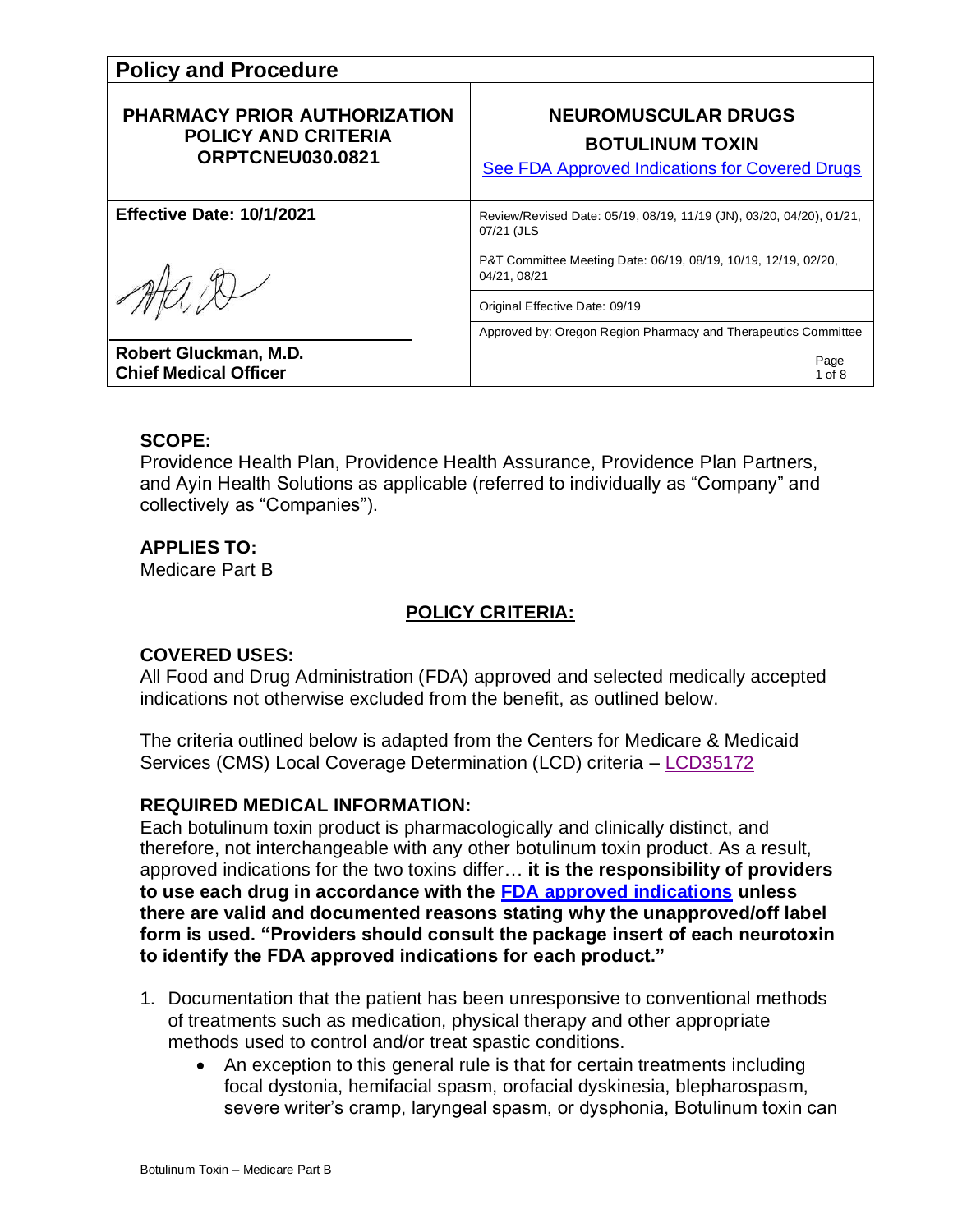# Policy and Procedure

| PHARMACY PRIOR AUTHORIZATION POLICY AND CRITERIA ORPTCNEU030.0821 | NEUROMUSCULAR DRUGS BOTULINUM TOXIN [See FDA Approved Indications for Covered Drugs] |
|---|---|
| **Effective Date: 10/1/2021** | Review/Revised Date: 05/19, 08/19, 11/19 (JN), 03/20, 04/20), 01/21, 07/21 (JLS |
| | P&T Committee Meeting Date: 06/19, 08/19, 10/19, 12/19, 02/20, 04/21, 08/21 |
| | Original Effective Date: 09/19 |
| **Robert Gluckman, M.D. Chief Medical Officer** | Approved by: Oregon Region Pharmacy and Therapeutics Committee |

## SCOPE:

Providence Health Plan, Providence Health Assurance, Providence Plan Partners, and Ayin Health Solutions as applicable (referred to individually as "Company" and collectively as "Companies").

## APPLIES TO:

Medicare Part B

## POLICY CRITERIA:

## COVERED USES:

All Food and Drug Administration (FDA) approved and selected medically accepted indications not otherwise excluded from the benefit, as outlined below.

The criteria outlined below is adapted from the Centers for Medicare & Medicaid Services (CMS) Local Coverage Determination (LCD) criteria – LCD35172

## REQUIRED MEDICAL INFORMATION:

Each botulinum toxin product is pharmacologically and clinically distinct, and therefore, not interchangeable with any other botulinum toxin product. As a result, approved indications for the two toxins differ… **it is the responsibility of providers to use each drug in accordance with the FDA approved indications unless there are valid and documented reasons stating why the unapproved/off label form is used. "Providers should consult the package insert of each neurotoxin to identify the FDA approved indications for each product."**

1. Documentation that the patient has been unresponsive to conventional methods of treatments such as medication, physical therapy and other appropriate methods used to control and/or treat spastic conditions.
   - An exception to this general rule is that for certain treatments including focal dystonia, hemifacial spasm, orofacial dyskinesia, blepharospasm, severe writer's cramp, laryngeal spasm, or dysphonia, Botulinum toxin can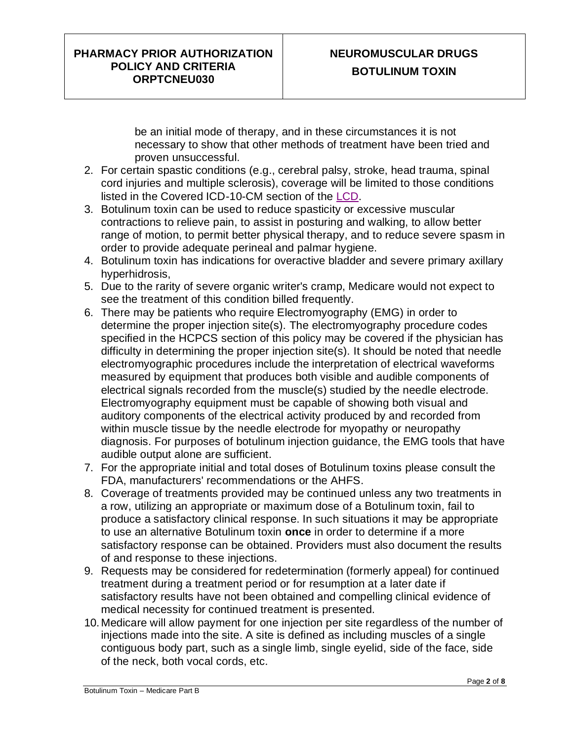be an initial mode of therapy, and in these circumstances it is not necessary to show that other methods of treatment have been tried and proven unsuccessful.

2. For certain spastic conditions (e.g., cerebral palsy, stroke, head trauma, spinal cord injuries and multiple sclerosis), coverage will be limited to those conditions listed in the Covered ICD-10-CM section of the LCD.
3. Botulinum toxin can be used to reduce spasticity or excessive muscular contractions to relieve pain, to assist in posturing and walking, to allow better range of motion, to permit better physical therapy, and to reduce severe spasm in order to provide adequate perineal and palmar hygiene.
4. Botulinum toxin has indications for overactive bladder and severe primary axillary hyperhidrosis,
5. Due to the rarity of severe organic writer's cramp, Medicare would not expect to see the treatment of this condition billed frequently.
6. There may be patients who require Electromyography (EMG) in order to determine the proper injection site(s). The electromyography procedure codes specified in the HCPCS section of this policy may be covered if the physician has difficulty in determining the proper injection site(s). It should be noted that needle electromyographic procedures include the interpretation of electrical waveforms measured by equipment that produces both visible and audible components of electrical signals recorded from the muscle(s) studied by the needle electrode. Electromyography equipment must be capable of showing both visual and auditory components of the electrical activity produced by and recorded from within muscle tissue by the needle electrode for myopathy or neuropathy diagnosis. For purposes of botulinum injection guidance, the EMG tools that have audible output alone are sufficient.
7. For the appropriate initial and total doses of Botulinum toxins please consult the FDA, manufacturers' recommendations or the AHFS.
8. Coverage of treatments provided may be continued unless any two treatments in a row, utilizing an appropriate or maximum dose of a Botulinum toxin, fail to produce a satisfactory clinical response. In such situations it may be appropriate to use an alternative Botulinum toxin **once** in order to determine if a more satisfactory response can be obtained. Providers must also document the results of and response to these injections.
9. Requests may be considered for redetermination (formerly appeal) for continued treatment during a treatment period or for resumption at a later date if satisfactory results have not been obtained and compelling clinical evidence of medical necessity for continued treatment is presented.
10. Medicare will allow payment for one injection per site regardless of the number of injections made into the site. A site is defined as including muscles of a single contiguous body part, such as a single limb, single eyelid, side of the face, side of the neck, both vocal cords, etc.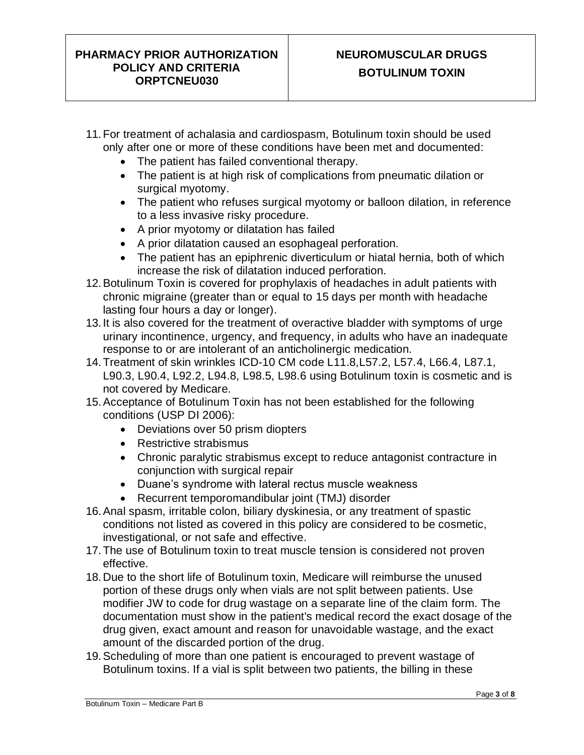11. For treatment of achalasia and cardiospasm, Botulinum toxin should be used only after one or more of these conditions have been met and documented:
    - The patient has failed conventional therapy.
    - The patient is at high risk of complications from pneumatic dilation or surgical myotomy.
    - The patient who refuses surgical myotomy or balloon dilation, in reference to a less invasive risky procedure.
    - A prior myotomy or dilatation has failed
    - A prior dilatation caused an esophageal perforation.
    - The patient has an epiphrenic diverticulum or hiatal hernia, both of which increase the risk of dilatation induced perforation.
12. Botulinum Toxin is covered for prophylaxis of headaches in adult patients with chronic migraine (greater than or equal to 15 days per month with headache lasting four hours a day or longer).
13. It is also covered for the treatment of overactive bladder with symptoms of urge urinary incontinence, urgency, and frequency, in adults who have an inadequate response to or are intolerant of an anticholinergic medication.
14. Treatment of skin wrinkles ICD-10 CM code L11.8,L57.2, L57.4, L66.4, L87.1, L90.3, L90.4, L92.2, L94.8, L98.5, L98.6 using Botulinum toxin is cosmetic and is not covered by Medicare.
15. Acceptance of Botulinum Toxin has not been established for the following conditions (USP DI 2006):
    - Deviations over 50 prism diopters
    - Restrictive strabismus
    - Chronic paralytic strabismus except to reduce antagonist contracture in conjunction with surgical repair
    - Duane's syndrome with lateral rectus muscle weakness
    - Recurrent temporomandibular joint (TMJ) disorder
16. Anal spasm, irritable colon, biliary dyskinesia, or any treatment of spastic conditions not listed as covered in this policy are considered to be cosmetic, investigational, or not safe and effective.
17. The use of Botulinum toxin to treat muscle tension is considered not proven effective.
18. Due to the short life of Botulinum toxin, Medicare will reimburse the unused portion of these drugs only when vials are not split between patients. Use modifier JW to code for drug wastage on a separate line of the claim form. The documentation must show in the patient's medical record the exact dosage of the drug given, exact amount and reason for unavoidable wastage, and the exact amount of the discarded portion of the drug.
19. Scheduling of more than one patient is encouraged to prevent wastage of Botulinum toxins. If a vial is split between two patients, the billing in these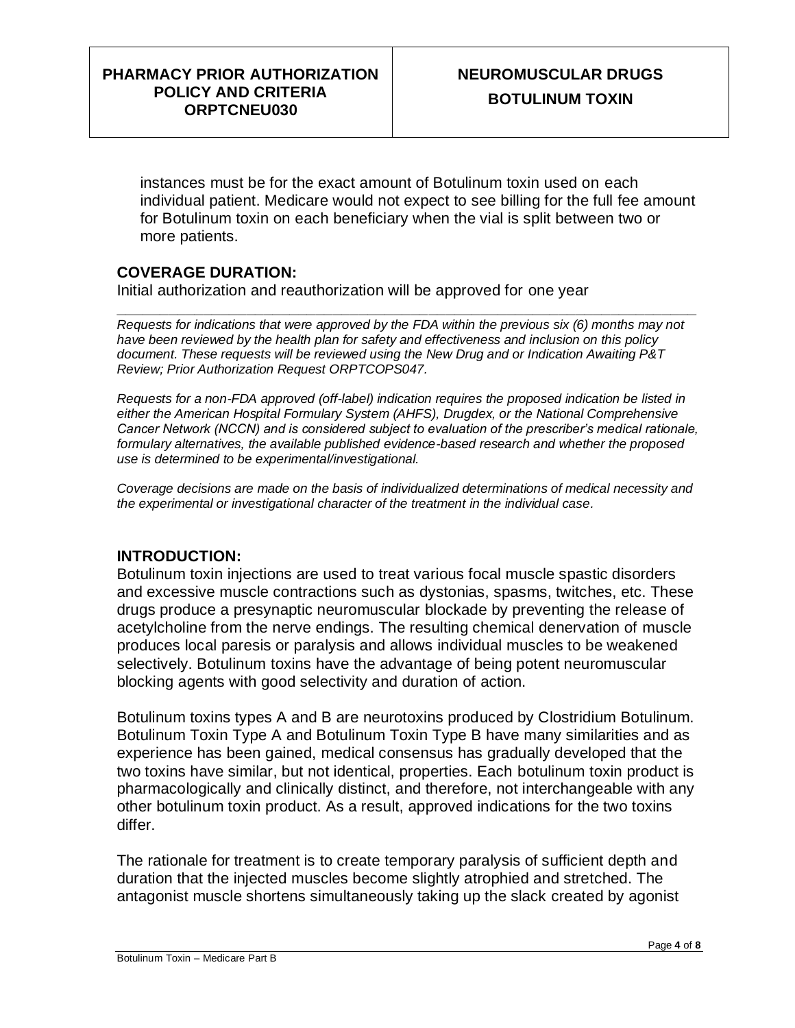instances must be for the exact amount of Botulinum toxin used on each individual patient. Medicare would not expect to see billing for the full fee amount for Botulinum toxin on each beneficiary when the vial is split between two or more patients.

## COVERAGE DURATION:

Initial authorization and reauthorization will be approved for one year

---

*Requests for indications that were approved by the FDA within the previous six (6) months may not have been reviewed by the health plan for safety and effectiveness and inclusion on this policy document. These requests will be reviewed using the New Drug and or Indication Awaiting P&T Review; Prior Authorization Request ORPTCOPS047.*

*Requests for a non-FDA approved (off-label) indication requires the proposed indication be listed in either the American Hospital Formulary System (AHFS), Drugdex, or the National Comprehensive Cancer Network (NCCN) and is considered subject to evaluation of the prescriber's medical rationale, formulary alternatives, the available published evidence-based research and whether the proposed use is determined to be experimental/investigational.*

*Coverage decisions are made on the basis of individualized determinations of medical necessity and the experimental or investigational character of the treatment in the individual case.*

## INTRODUCTION:

Botulinum toxin injections are used to treat various focal muscle spastic disorders and excessive muscle contractions such as dystonias, spasms, twitches, etc. These drugs produce a presynaptic neuromuscular blockade by preventing the release of acetylcholine from the nerve endings. The resulting chemical denervation of muscle produces local paresis or paralysis and allows individual muscles to be weakened selectively. Botulinum toxins have the advantage of being potent neuromuscular blocking agents with good selectivity and duration of action.

Botulinum toxins types A and B are neurotoxins produced by Clostridium Botulinum. Botulinum Toxin Type A and Botulinum Toxin Type B have many similarities and as experience has been gained, medical consensus has gradually developed that the two toxins have similar, but not identical, properties. Each botulinum toxin product is pharmacologically and clinically distinct, and therefore, not interchangeable with any other botulinum toxin product. As a result, approved indications for the two toxins differ.

The rationale for treatment is to create temporary paralysis of sufficient depth and duration that the injected muscles become slightly atrophied and stretched. The antagonist muscle shortens simultaneously taking up the slack created by agonist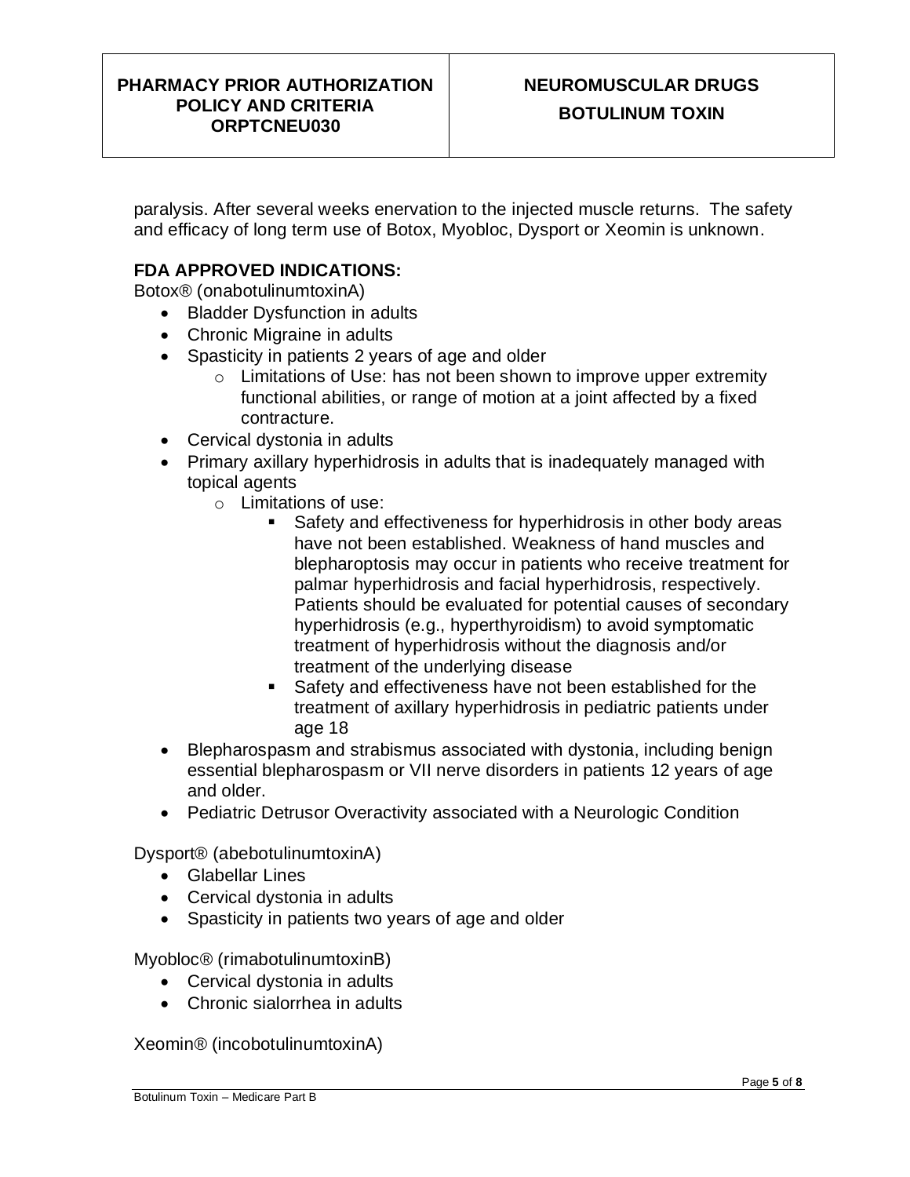paralysis. After several weeks enervation to the injected muscle returns. The safety and efficacy of long term use of Botox, Myobloc, Dysport or Xeomin is unknown.

**FDA APPROVED INDICATIONS:**

Botox® (onabotulinumtoxinA)

- Bladder Dysfunction in adults
- Chronic Migraine in adults
- Spasticity in patients 2 years of age and older
  - Limitations of Use: has not been shown to improve upper extremity functional abilities, or range of motion at a joint affected by a fixed contracture.
- Cervical dystonia in adults
- Primary axillary hyperhidrosis in adults that is inadequately managed with topical agents
  - Limitations of use:
    - Safety and effectiveness for hyperhidrosis in other body areas have not been established. Weakness of hand muscles and blepharoptosis may occur in patients who receive treatment for palmar hyperhidrosis and facial hyperhidrosis, respectively. Patients should be evaluated for potential causes of secondary hyperhidrosis (e.g., hyperthyroidism) to avoid symptomatic treatment of hyperhidrosis without the diagnosis and/or treatment of the underlying disease
    - Safety and effectiveness have not been established for the treatment of axillary hyperhidrosis in pediatric patients under age 18
- Blepharospasm and strabismus associated with dystonia, including benign essential blepharospasm or VII nerve disorders in patients 12 years of age and older.
- Pediatric Detrusor Overactivity associated with a Neurologic Condition

Dysport® (abebotulinumtoxinA)

- Glabellar Lines
- Cervical dystonia in adults
- Spasticity in patients two years of age and older

Myobloc® (rimabotulinumtoxinB)

- Cervical dystonia in adults
- Chronic sialorrhea in adults

Xeomin® (incobotulinumtoxinA)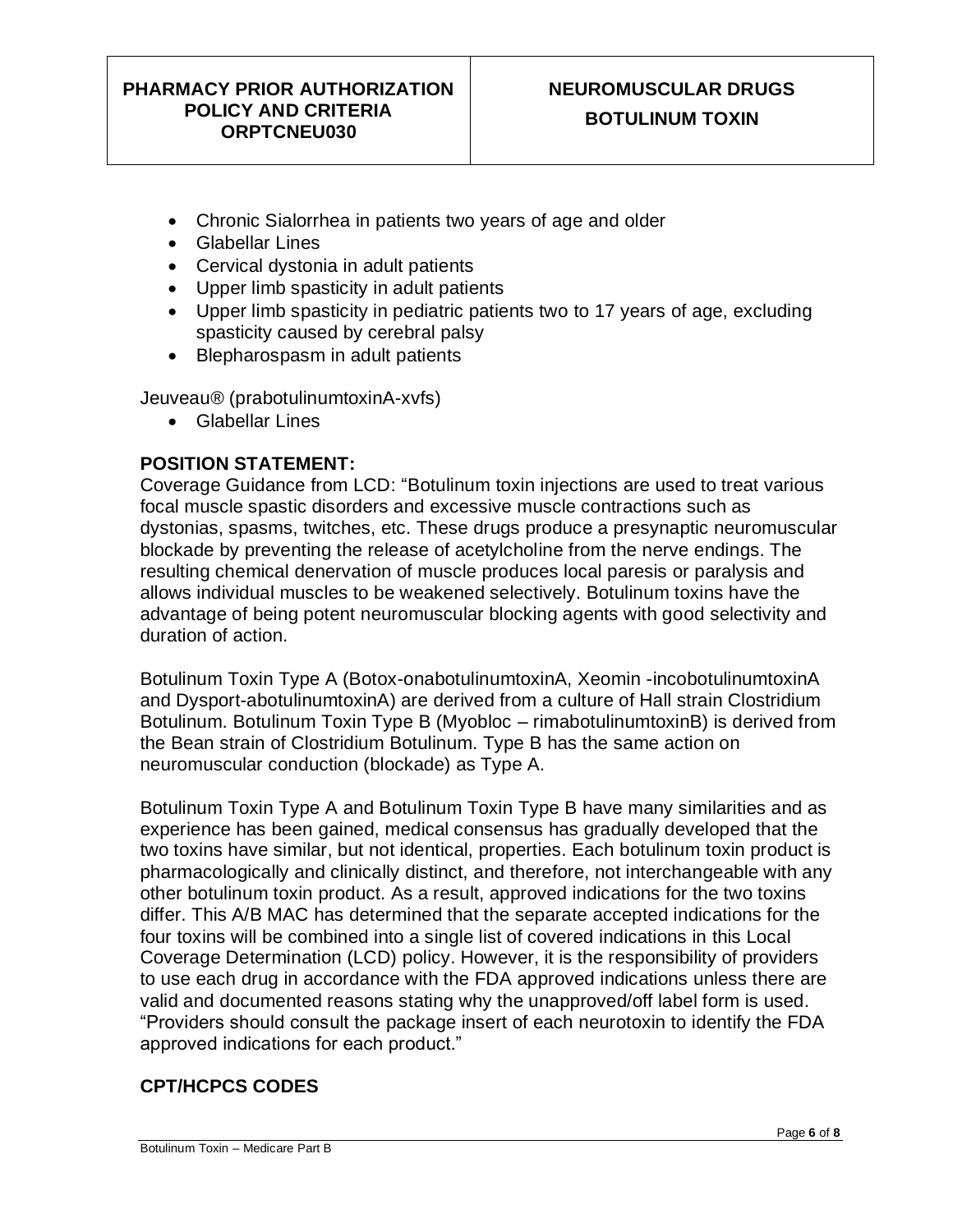- Chronic Sialorrhea in patients two years of age and older
- Glabellar Lines
- Cervical dystonia in adult patients
- Upper limb spasticity in adult patients
- Upper limb spasticity in pediatric patients two to 17 years of age, excluding spasticity caused by cerebral palsy
- Blepharospasm in adult patients

Jeuveau® (prabotulinumtoxinA-xvfs)

- Glabellar Lines

## POSITION STATEMENT:

Coverage Guidance from LCD: "Botulinum toxin injections are used to treat various focal muscle spastic disorders and excessive muscle contractions such as dystonias, spasms, twitches, etc. These drugs produce a presynaptic neuromuscular blockade by preventing the release of acetylcholine from the nerve endings. The resulting chemical denervation of muscle produces local paresis or paralysis and allows individual muscles to be weakened selectively. Botulinum toxins have the advantage of being potent neuromuscular blocking agents with good selectivity and duration of action.

Botulinum Toxin Type A (Botox-onabotulinumtoxinA, Xeomin -incobotulinumtoxinA and Dysport-abotulinumtoxinA) are derived from a culture of Hall strain Clostridium Botulinum. Botulinum Toxin Type B (Myobloc – rimabotulinumtoxinB) is derived from the Bean strain of Clostridium Botulinum. Type B has the same action on neuromuscular conduction (blockade) as Type A.

Botulinum Toxin Type A and Botulinum Toxin Type B have many similarities and as experience has been gained, medical consensus has gradually developed that the two toxins have similar, but not identical, properties. Each botulinum toxin product is pharmacologically and clinically distinct, and therefore, not interchangeable with any other botulinum toxin product. As a result, approved indications for the two toxins differ. This A/B MAC has determined that the separate accepted indications for the four toxins will be combined into a single list of covered indications in this Local Coverage Determination (LCD) policy. However, it is the responsibility of providers to use each drug in accordance with the FDA approved indications unless there are valid and documented reasons stating why the unapproved/off label form is used. "Providers should consult the package insert of each neurotoxin to identify the FDA approved indications for each product."

## CPT/HCPCS CODES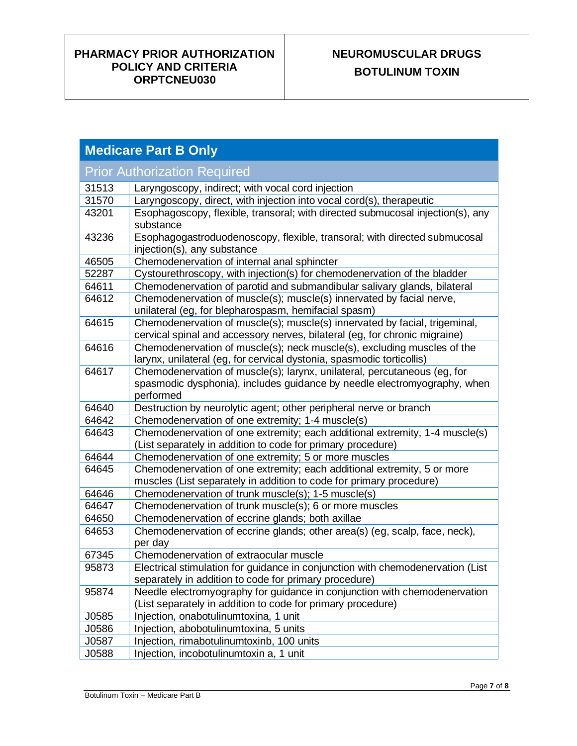## Medicare Part B Only

| Prior Authorization Required | |
|---|---|
| 31513 | Laryngoscopy, indirect; with vocal cord injection |
| 31570 | Laryngoscopy, direct, with injection into vocal cord(s), therapeutic |
| 43201 | Esophagoscopy, flexible, transoral; with directed submucosal injection(s), any substance |
| 43236 | Esophagogastroduodenoscopy, flexible, transoral; with directed submucosal injection(s), any substance |
| 46505 | Chemodenervation of internal anal sphincter |
| 52287 | Cystourethroscopy, with injection(s) for chemodenervation of the bladder |
| 64611 | Chemodenervation of parotid and submandibular salivary glands, bilateral |
| 64612 | Chemodenervation of muscle(s); muscle(s) innervated by facial nerve, unilateral (eg, for blepharospasm, hemifacial spasm) |
| 64615 | Chemodenervation of muscle(s); muscle(s) innervated by facial, trigeminal, cervical spinal and accessory nerves, bilateral (eg, for chronic migraine) |
| 64616 | Chemodenervation of muscle(s); neck muscle(s), excluding muscles of the larynx, unilateral (eg, for cervical dystonia, spasmodic torticollis) |
| 64617 | Chemodenervation of muscle(s); larynx, unilateral, percutaneous (eg, for spasmodic dysphonia), includes guidance by needle electromyography, when performed |
| 64640 | Destruction by neurolytic agent; other peripheral nerve or branch |
| 64642 | Chemodenervation of one extremity; 1-4 muscle(s) |
| 64643 | Chemodenervation of one extremity; each additional extremity, 1-4 muscle(s) (List separately in addition to code for primary procedure) |
| 64644 | Chemodenervation of one extremity; 5 or more muscles |
| 64645 | Chemodenervation of one extremity; each additional extremity, 5 or more muscles (List separately in addition to code for primary procedure) |
| 64646 | Chemodenervation of trunk muscle(s); 1-5 muscle(s) |
| 64647 | Chemodenervation of trunk muscle(s); 6 or more muscles |
| 64650 | Chemodenervation of eccrine glands; both axillae |
| 64653 | Chemodenervation of eccrine glands; other area(s) (eg, scalp, face, neck), per day |
| 67345 | Chemodenervation of extraocular muscle |
| 95873 | Electrical stimulation for guidance in conjunction with chemodenervation (List separately in addition to code for primary procedure) |
| 95874 | Needle electromyography for guidance in conjunction with chemodenervation (List separately in addition to code for primary procedure) |
| J0585 | Injection, onabotulinumtoxina, 1 unit |
| J0586 | Injection, abobotulinumtoxina, 5 units |
| J0587 | Injection, rimabotulinumtoxinb, 100 units |
| J0588 | Injection, incobotulinumtoxin a, 1 unit |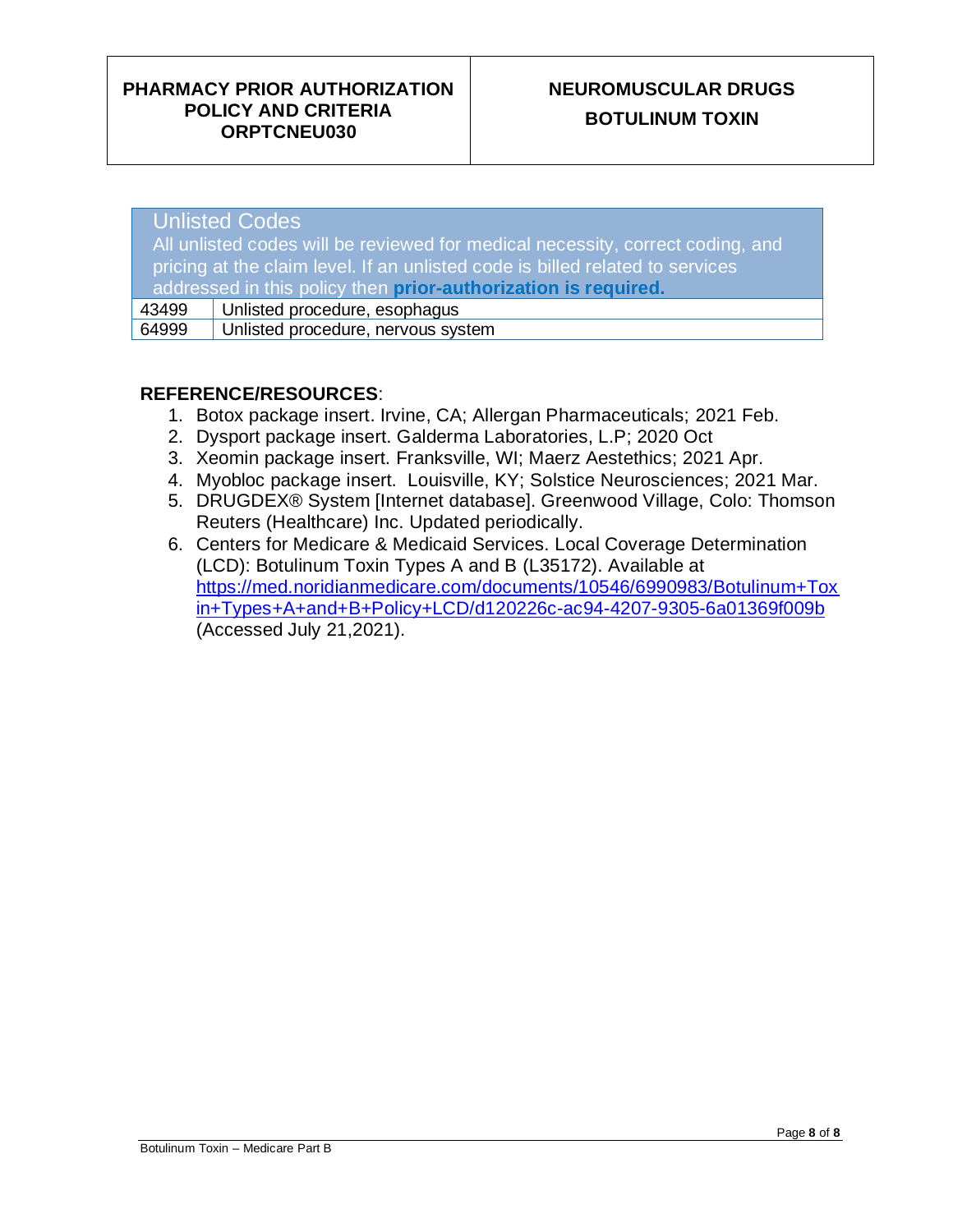| Unlisted Codes<br>All unlisted codes will be reviewed for medical necessity, correct coding, and pricing at the claim level. If an unlisted code is billed related to services addressed in this policy then **prior-authorization is required.** | |
|---|---|
| 43499 | Unlisted procedure, esophagus |
| 64999 | Unlisted procedure, nervous system |

**REFERENCE/RESOURCES**:

1. Botox package insert. Irvine, CA; Allergan Pharmaceuticals; 2021 Feb.
2. Dysport package insert. Galderma Laboratories, L.P; 2020 Oct
3. Xeomin package insert. Franksville, WI; Maerz Aestethics; 2021 Apr.
4. Myobloc package insert. Louisville, KY; Solstice Neurosciences; 2021 Mar.
5. DRUGDEX® System [Internet database]. Greenwood Village, Colo: Thomson Reuters (Healthcare) Inc. Updated periodically.
6. Centers for Medicare & Medicaid Services. Local Coverage Determination (LCD): Botulinum Toxin Types A and B (L35172). Available at https://med.noridianmedicare.com/documents/10546/6990983/Botulinum+Toxin+Types+A+and+B+Policy+LCD/d120226c-ac94-4207-9305-6a01369f009b (Accessed July 21,2021).